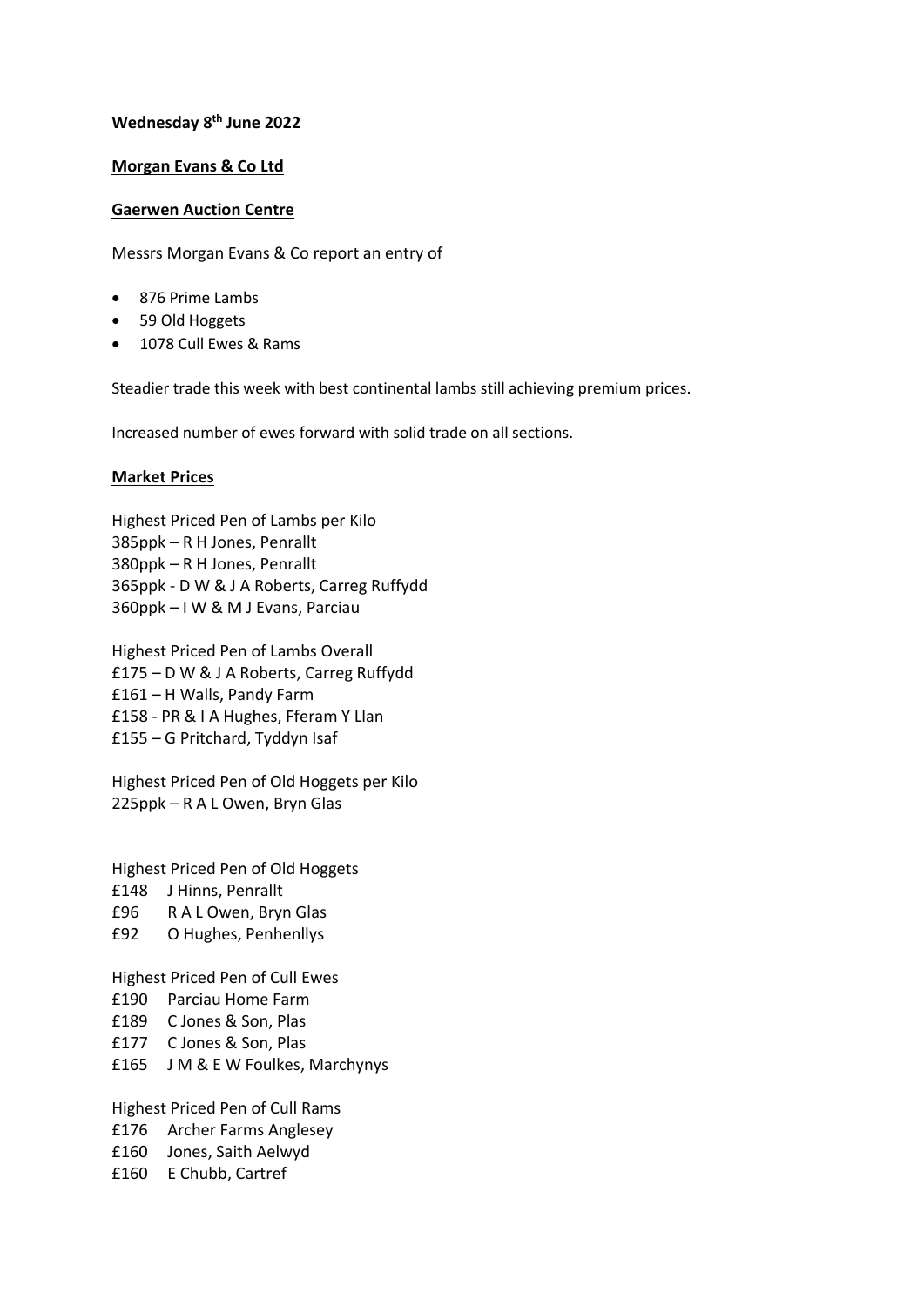**Wednesday 8th June 2022**

**Morgan Evans & Co Ltd**

**Gaerwen Auction Centre**

Messrs Morgan Evans & Co report an entry of

- 876 Prime Lambs
- 59 Old Hoggets
- 1078 Cull Ewes & Rams

Steadier trade this week with best continental lambs still achieving premium prices.

Increased number of ewes forward with solid trade on all sections.

**Market Prices**

Highest Priced Pen of Lambs per Kilo
385ppk – R H Jones, Penrallt
380ppk – R H Jones, Penrallt
365ppk - D W & J A Roberts, Carreg Ruffydd
360ppk – I W & M J Evans, Parciau

Highest Priced Pen of Lambs Overall
£175 – D W & J A Roberts, Carreg Ruffydd
£161 – H Walls, Pandy Farm
£158 - PR & I A Hughes, Fferam Y Llan
£155 – G Pritchard, Tyddyn Isaf

Highest Priced Pen of Old Hoggets per Kilo
225ppk – R A L Owen, Bryn Glas

Highest Priced Pen of Old Hoggets
£148 J Hinns, Penrallt
£96 R A L Owen, Bryn Glas
£92 O Hughes, Penhenllys

Highest Priced Pen of Cull Ewes
£190 Parciau Home Farm
£189 C Jones & Son, Plas
£177 C Jones & Son, Plas
£165 J M & E W Foulkes, Marchynys

Highest Priced Pen of Cull Rams
£176 Archer Farms Anglesey
£160 Jones, Saith Aelwyd
£160 E Chubb, Cartref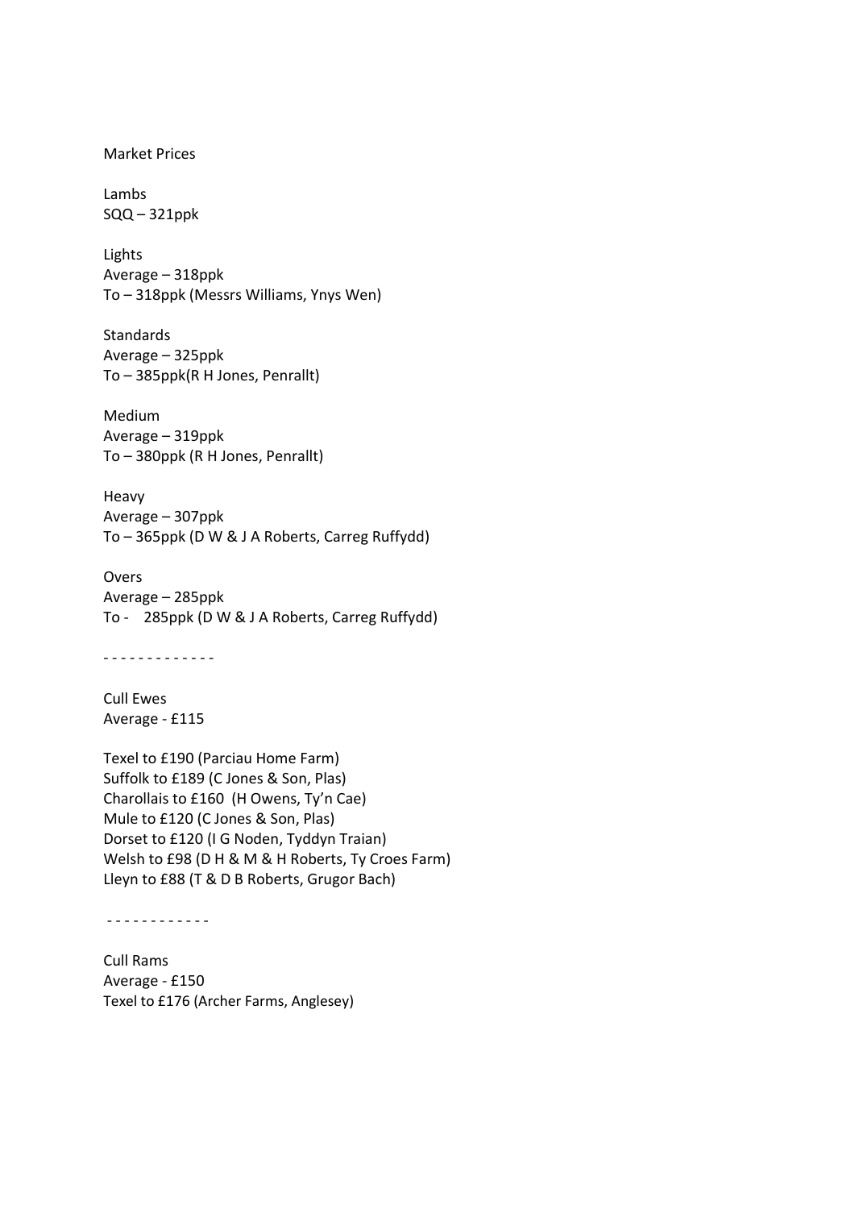Market Prices

Lambs
SQQ – 321ppk

Lights
Average – 318ppk
To – 318ppk (Messrs Williams, Ynys Wen)

Standards
Average – 325ppk
To – 385ppk(R H Jones, Penrallt)

Medium
Average – 319ppk
To – 380ppk (R H Jones, Penrallt)

Heavy
Average – 307ppk
To – 365ppk (D W & J A Roberts, Carreg Ruffydd)

Overs
Average – 285ppk
To - 285ppk (D W & J A Roberts, Carreg Ruffydd)

- - - - - - - - - - - - -

Cull Ewes
Average - £115

Texel to £190 (Parciau Home Farm)
Suffolk to £189 (C Jones & Son, Plas)
Charollais to £160 (H Owens, Ty'n Cae)
Mule to £120 (C Jones & Son, Plas)
Dorset to £120 (I G Noden, Tyddyn Traian)
Welsh to £98 (D H & M & H Roberts, Ty Croes Farm)
Lleyn to £88 (T & D B Roberts, Grugor Bach)

- - - - - - - - - - - -

Cull Rams
Average - £150
Texel to £176 (Archer Farms, Anglesey)